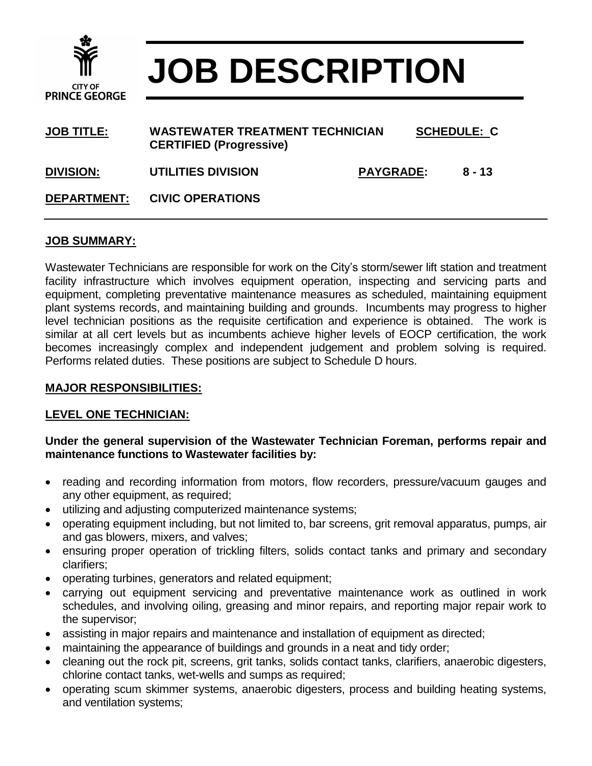CITY OF PRINCE GEORGE

# JOB DESCRIPTION

| | | | |
|---|---|---|---|
| **JOB TITLE:** | **WASTEWATER TREATMENT TECHNICIAN CERTIFIED (Progressive)** | **SCHEDULE:** | **C** |
| **DIVISION:** | **UTILITIES DIVISION** | **PAYGRADE:** | **8 - 13** |
| **DEPARTMENT:** | **CIVIC OPERATIONS** | | |

## JOB SUMMARY:

Wastewater Technicians are responsible for work on the City's storm/sewer lift station and treatment facility infrastructure which involves equipment operation, inspecting and servicing parts and equipment, completing preventative maintenance measures as scheduled, maintaining equipment plant systems records, and maintaining building and grounds. Incumbents may progress to higher level technician positions as the requisite certification and experience is obtained. The work is similar at all cert levels but as incumbents achieve higher levels of EOCP certification, the work becomes increasingly complex and independent judgement and problem solving is required. Performs related duties. These positions are subject to Schedule D hours.

## MAJOR RESPONSIBILITIES:

### LEVEL ONE TECHNICIAN:

**Under the general supervision of the Wastewater Technician Foreman, performs repair and maintenance functions to Wastewater facilities by:**

- reading and recording information from motors, flow recorders, pressure/vacuum gauges and any other equipment, as required;
- utilizing and adjusting computerized maintenance systems;
- operating equipment including, but not limited to, bar screens, grit removal apparatus, pumps, air and gas blowers, mixers, and valves;
- ensuring proper operation of trickling filters, solids contact tanks and primary and secondary clarifiers;
- operating turbines, generators and related equipment;
- carrying out equipment servicing and preventative maintenance work as outlined in work schedules, and involving oiling, greasing and minor repairs, and reporting major repair work to the supervisor;
- assisting in major repairs and maintenance and installation of equipment as directed;
- maintaining the appearance of buildings and grounds in a neat and tidy order;
- cleaning out the rock pit, screens, grit tanks, solids contact tanks, clarifiers, anaerobic digesters, chlorine contact tanks, wet-wells and sumps as required;
- operating scum skimmer systems, anaerobic digesters, process and building heating systems, and ventilation systems;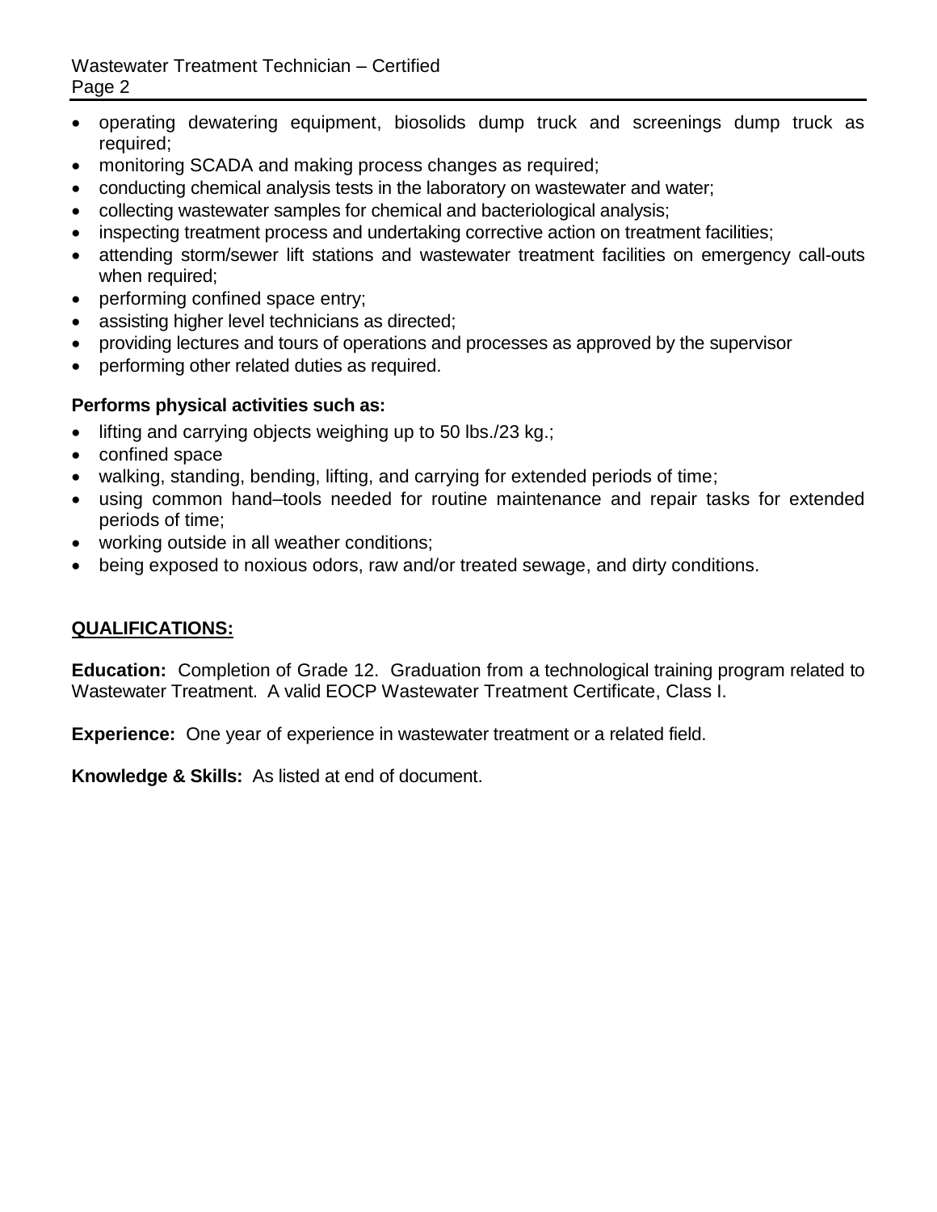- operating dewatering equipment, biosolids dump truck and screenings dump truck as required;
- monitoring SCADA and making process changes as required;
- conducting chemical analysis tests in the laboratory on wastewater and water;
- collecting wastewater samples for chemical and bacteriological analysis;
- inspecting treatment process and undertaking corrective action on treatment facilities;
- attending storm/sewer lift stations and wastewater treatment facilities on emergency call-outs when required;
- performing confined space entry;
- assisting higher level technicians as directed;
- providing lectures and tours of operations and processes as approved by the supervisor
- performing other related duties as required.

**Performs physical activities such as:**

- lifting and carrying objects weighing up to 50 lbs./23 kg.;
- confined space
- walking, standing, bending, lifting, and carrying for extended periods of time;
- using common hand–tools needed for routine maintenance and repair tasks for extended periods of time;
- working outside in all weather conditions;
- being exposed to noxious odors, raw and/or treated sewage, and dirty conditions.

## QUALIFICATIONS:

**Education:** Completion of Grade 12. Graduation from a technological training program related to Wastewater Treatment. A valid EOCP Wastewater Treatment Certificate, Class I.

**Experience:** One year of experience in wastewater treatment or a related field.

**Knowledge & Skills:** As listed at end of document.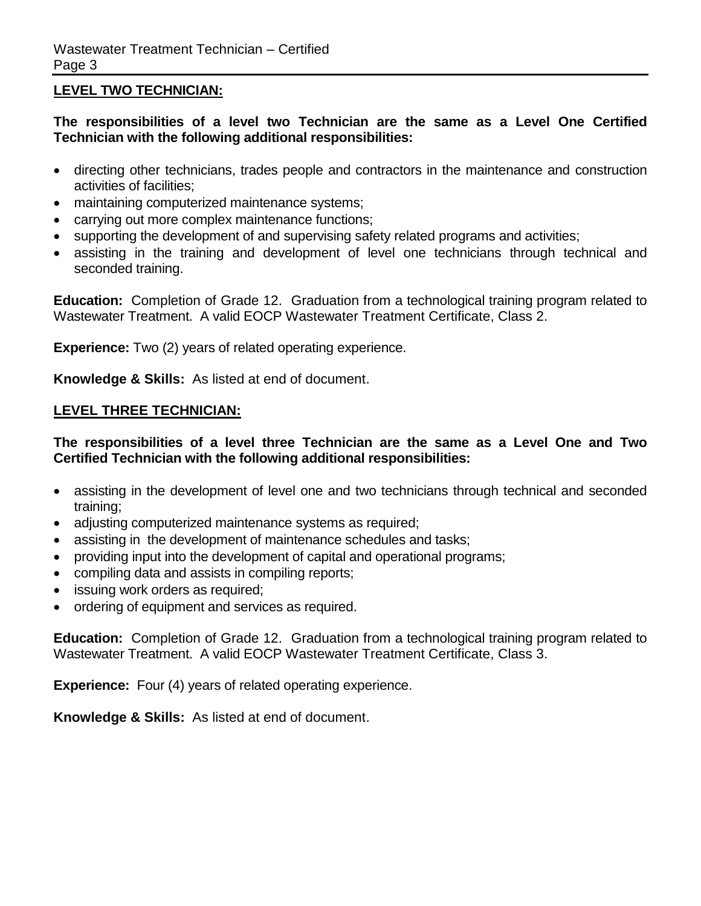## LEVEL TWO TECHNICIAN:

**The responsibilities of a level two Technician are the same as a Level One Certified Technician with the following additional responsibilities:**

- directing other technicians, trades people and contractors in the maintenance and construction activities of facilities;
- maintaining computerized maintenance systems;
- carrying out more complex maintenance functions;
- supporting the development of and supervising safety related programs and activities;
- assisting in the training and development of level one technicians through technical and seconded training.

**Education:** Completion of Grade 12. Graduation from a technological training program related to Wastewater Treatment. A valid EOCP Wastewater Treatment Certificate, Class 2.

**Experience:** Two (2) years of related operating experience.

**Knowledge & Skills:** As listed at end of document.

## LEVEL THREE TECHNICIAN:

**The responsibilities of a level three Technician are the same as a Level One and Two Certified Technician with the following additional responsibilities:**

- assisting in the development of level one and two technicians through technical and seconded training;
- adjusting computerized maintenance systems as required;
- assisting in the development of maintenance schedules and tasks;
- providing input into the development of capital and operational programs;
- compiling data and assists in compiling reports;
- issuing work orders as required;
- ordering of equipment and services as required.

**Education:** Completion of Grade 12. Graduation from a technological training program related to Wastewater Treatment. A valid EOCP Wastewater Treatment Certificate, Class 3.

**Experience:** Four (4) years of related operating experience.

**Knowledge & Skills:** As listed at end of document.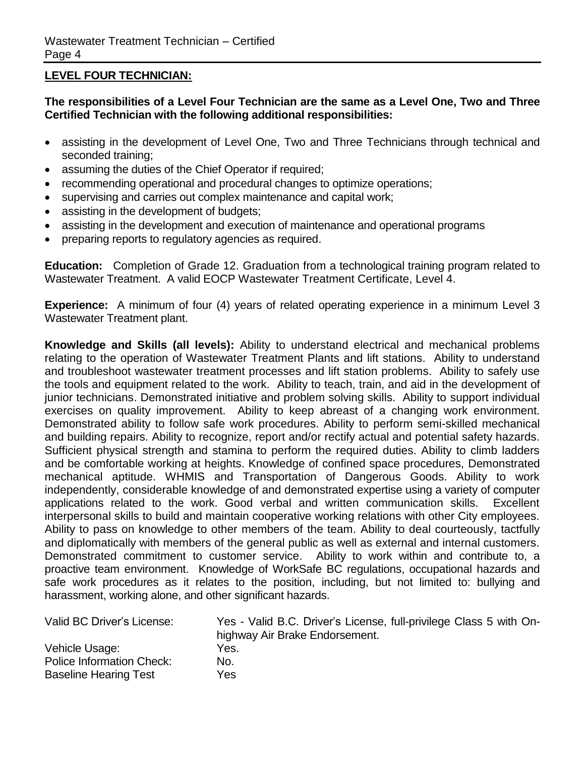## LEVEL FOUR TECHNICIAN:

**The responsibilities of a Level Four Technician are the same as a Level One, Two and Three Certified Technician with the following additional responsibilities:**

- assisting in the development of Level One, Two and Three Technicians through technical and seconded training;
- assuming the duties of the Chief Operator if required;
- recommending operational and procedural changes to optimize operations;
- supervising and carries out complex maintenance and capital work;
- assisting in the development of budgets;
- assisting in the development and execution of maintenance and operational programs
- preparing reports to regulatory agencies as required.

**Education:** Completion of Grade 12. Graduation from a technological training program related to Wastewater Treatment. A valid EOCP Wastewater Treatment Certificate, Level 4.

**Experience:** A minimum of four (4) years of related operating experience in a minimum Level 3 Wastewater Treatment plant.

**Knowledge and Skills (all levels):** Ability to understand electrical and mechanical problems relating to the operation of Wastewater Treatment Plants and lift stations. Ability to understand and troubleshoot wastewater treatment processes and lift station problems. Ability to safely use the tools and equipment related to the work. Ability to teach, train, and aid in the development of junior technicians. Demonstrated initiative and problem solving skills. Ability to support individual exercises on quality improvement. Ability to keep abreast of a changing work environment. Demonstrated ability to follow safe work procedures. Ability to perform semi-skilled mechanical and building repairs. Ability to recognize, report and/or rectify actual and potential safety hazards. Sufficient physical strength and stamina to perform the required duties. Ability to climb ladders and be comfortable working at heights. Knowledge of confined space procedures, Demonstrated mechanical aptitude. WHMIS and Transportation of Dangerous Goods. Ability to work independently, considerable knowledge of and demonstrated expertise using a variety of computer applications related to the work. Good verbal and written communication skills. Excellent interpersonal skills to build and maintain cooperative working relations with other City employees. Ability to pass on knowledge to other members of the team. Ability to deal courteously, tactfully and diplomatically with members of the general public as well as external and internal customers. Demonstrated commitment to customer service. Ability to work within and contribute to, a proactive team environment. Knowledge of WorkSafe BC regulations, occupational hazards and safe work procedures as it relates to the position, including, but not limited to: bullying and harassment, working alone, and other significant hazards.

| | |
|---|---|
| Valid BC Driver's License: | Yes - Valid B.C. Driver's License, full-privilege Class 5 with On-highway Air Brake Endorsement. |
| Vehicle Usage: | Yes. |
| Police Information Check: | No. |
| Baseline Hearing Test | Yes |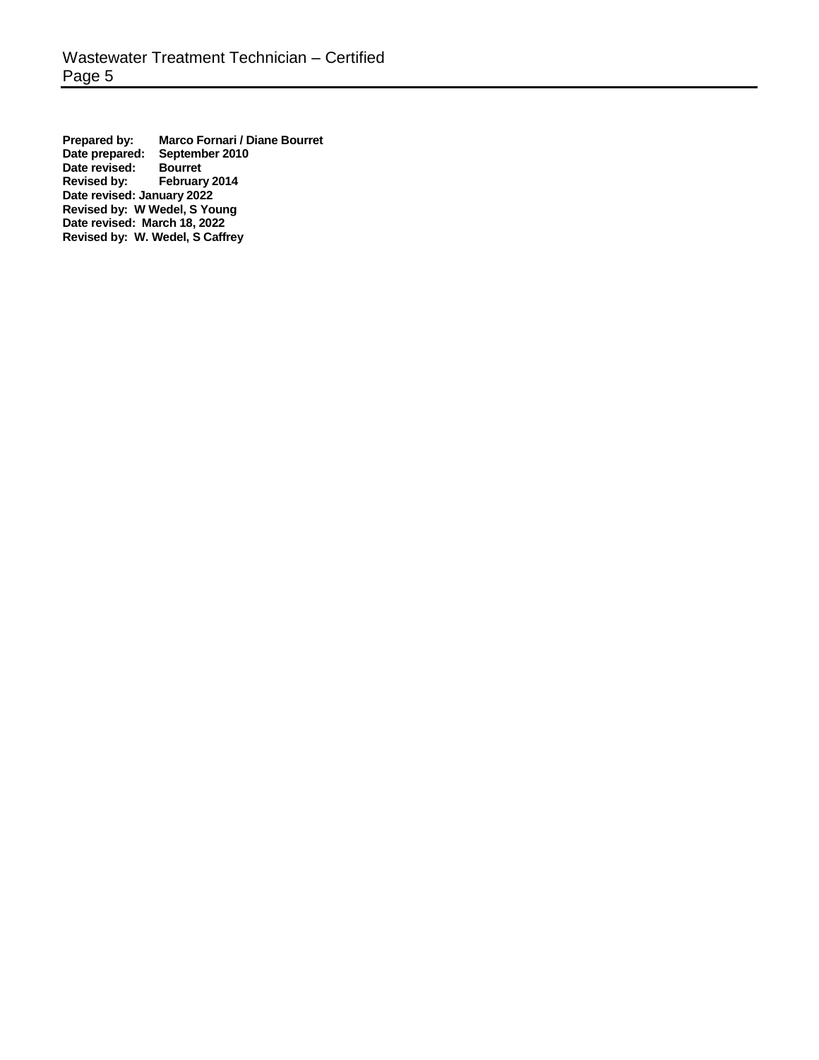**Prepared by:** **Marco Fornari / Diane Bourret**
**Date prepared:** **September 2010**
**Date revised:** **Bourret**
**Revised by:** **February 2014**
**Date revised: January 2022**
**Revised by: W Wedel, S Young**
**Date revised: March 18, 2022**
**Revised by: W. Wedel, S Caffrey**